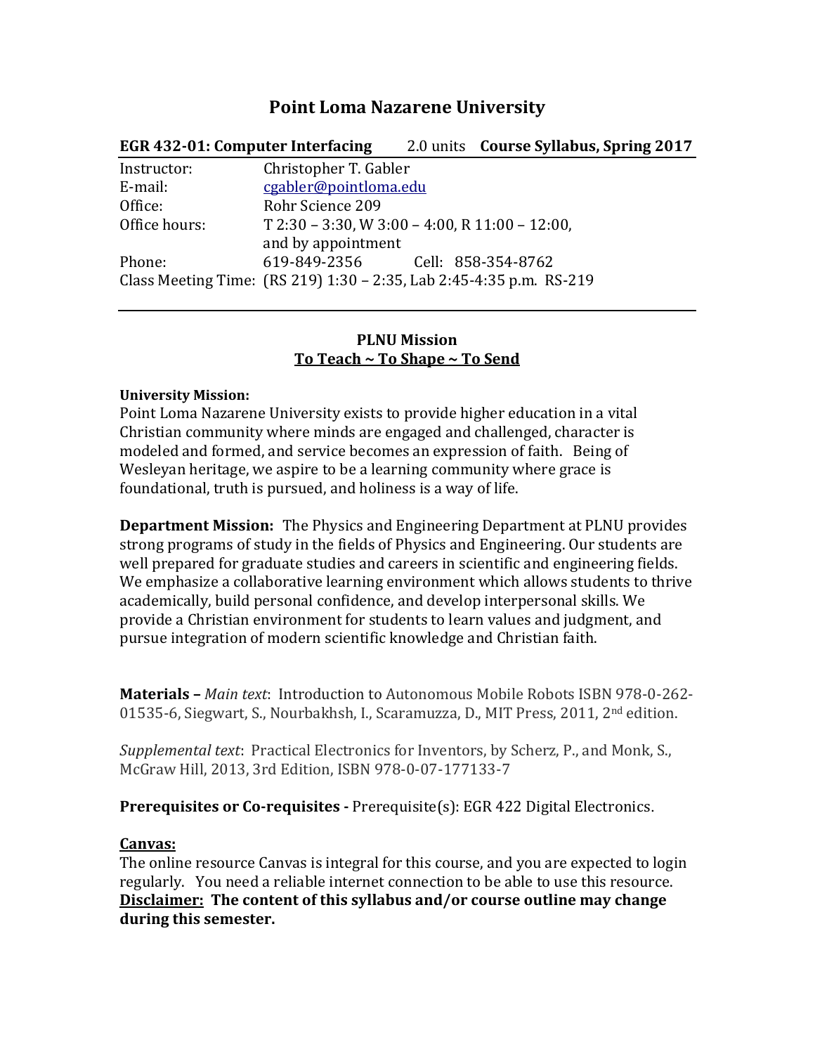# Point Loma Nazarene University

**EGR 432-01: Computer Interfacing** 2.0 units **Course Syllabus, Spring 2017**

| | |
|---|---|
| Instructor: | Christopher T. Gabler |
| E-mail: | cgabler@pointloma.edu |
| Office: | Rohr Science 209 |
| Office hours: | T 2:30 – 3:30, W 3:00 – 4:00, R 11:00 – 12:00, and by appointment |
| Phone: | 619-849-2356 Cell: 858-354-8762 |

Class Meeting Time: (RS 219) 1:30 – 2:35, Lab 2:45-4:35 p.m. RS-219

## PLNU Mission
### To Teach ~ To Shape ~ To Send

**University Mission:**
Point Loma Nazarene University exists to provide higher education in a vital Christian community where minds are engaged and challenged, character is modeled and formed, and service becomes an expression of faith. Being of Wesleyan heritage, we aspire to be a learning community where grace is foundational, truth is pursued, and holiness is a way of life.

**Department Mission:** The Physics and Engineering Department at PLNU provides strong programs of study in the fields of Physics and Engineering. Our students are well prepared for graduate studies and careers in scientific and engineering fields. We emphasize a collaborative learning environment which allows students to thrive academically, build personal confidence, and develop interpersonal skills. We provide a Christian environment for students to learn values and judgment, and pursue integration of modern scientific knowledge and Christian faith.

**Materials –** *Main text*: Introduction to Autonomous Mobile Robots ISBN 978-0-262-01535-6, Siegwart, S., Nourbakhsh, I., Scaramuzza, D., MIT Press, 2011, 2nd edition.

*Supplemental text*: Practical Electronics for Inventors, by Scherz, P., and Monk, S., McGraw Hill, 2013, 3rd Edition, ISBN 978-0-07-177133-7

**Prerequisites or Co-requisites -** Prerequisite(s): EGR 422 Digital Electronics.

**Canvas:**
The online resource Canvas is integral for this course, and you are expected to login regularly. You need a reliable internet connection to be able to use this resource.
**Disclaimer: The content of this syllabus and/or course outline may change during this semester.**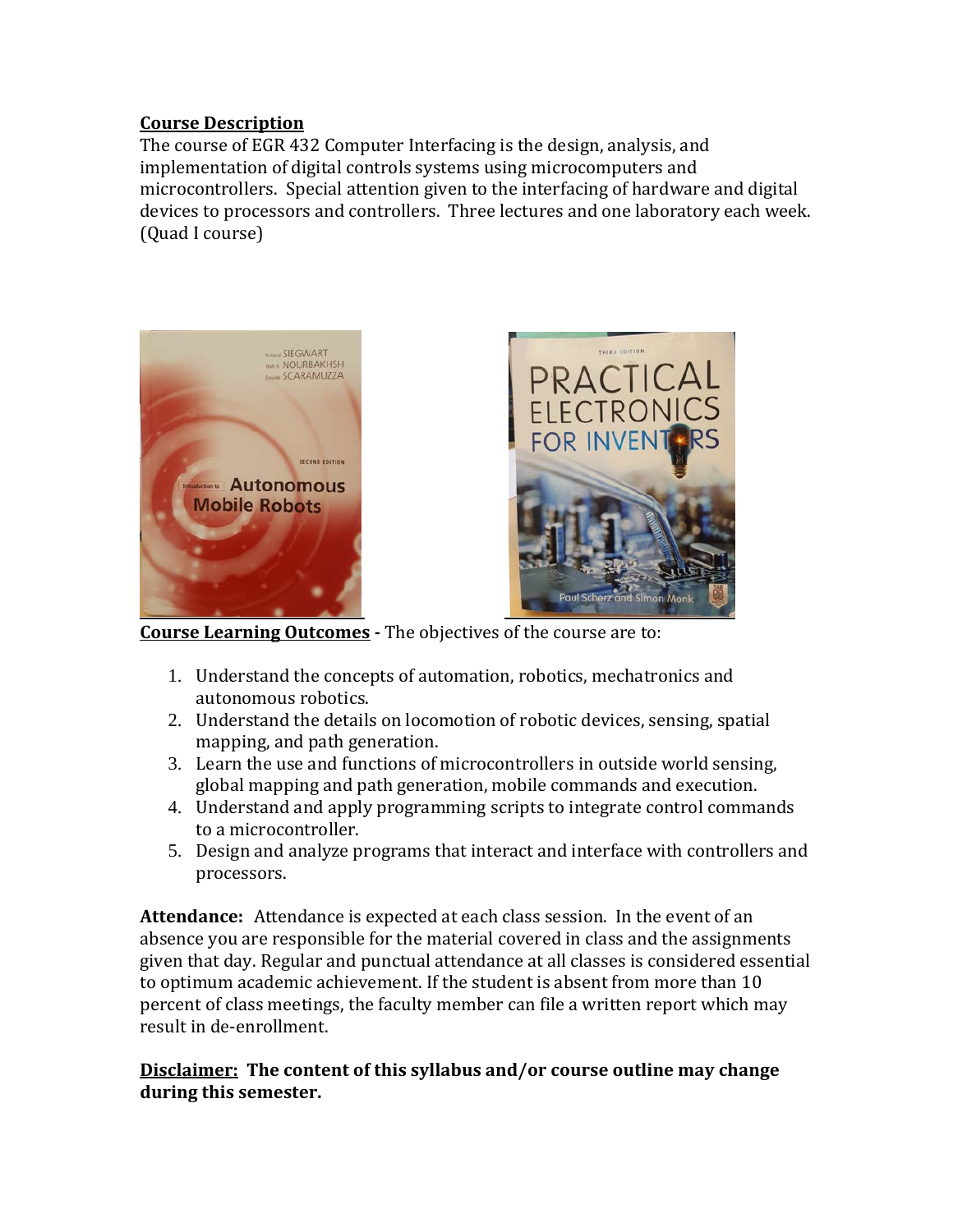**Course Description**

The course of EGR 432 Computer Interfacing is the design, analysis, and implementation of digital controls systems using microcomputers and microcontrollers. Special attention given to the interfacing of hardware and digital devices to processors and controllers. Three lectures and one laboratory each week. (Quad I course)

**Course Learning Outcomes** - The objectives of the course are to:

1. Understand the concepts of automation, robotics, mechatronics and autonomous robotics.
2. Understand the details on locomotion of robotic devices, sensing, spatial mapping, and path generation.
3. Learn the use and functions of microcontrollers in outside world sensing, global mapping and path generation, mobile commands and execution.
4. Understand and apply programming scripts to integrate control commands to a microcontroller.
5. Design and analyze programs that interact and interface with controllers and processors.

**Attendance:** Attendance is expected at each class session. In the event of an absence you are responsible for the material covered in class and the assignments given that day. Regular and punctual attendance at all classes is considered essential to optimum academic achievement. If the student is absent from more than 10 percent of class meetings, the faculty member can file a written report which may result in de-enrollment.

**Disclaimer: The content of this syllabus and/or course outline may change during this semester.**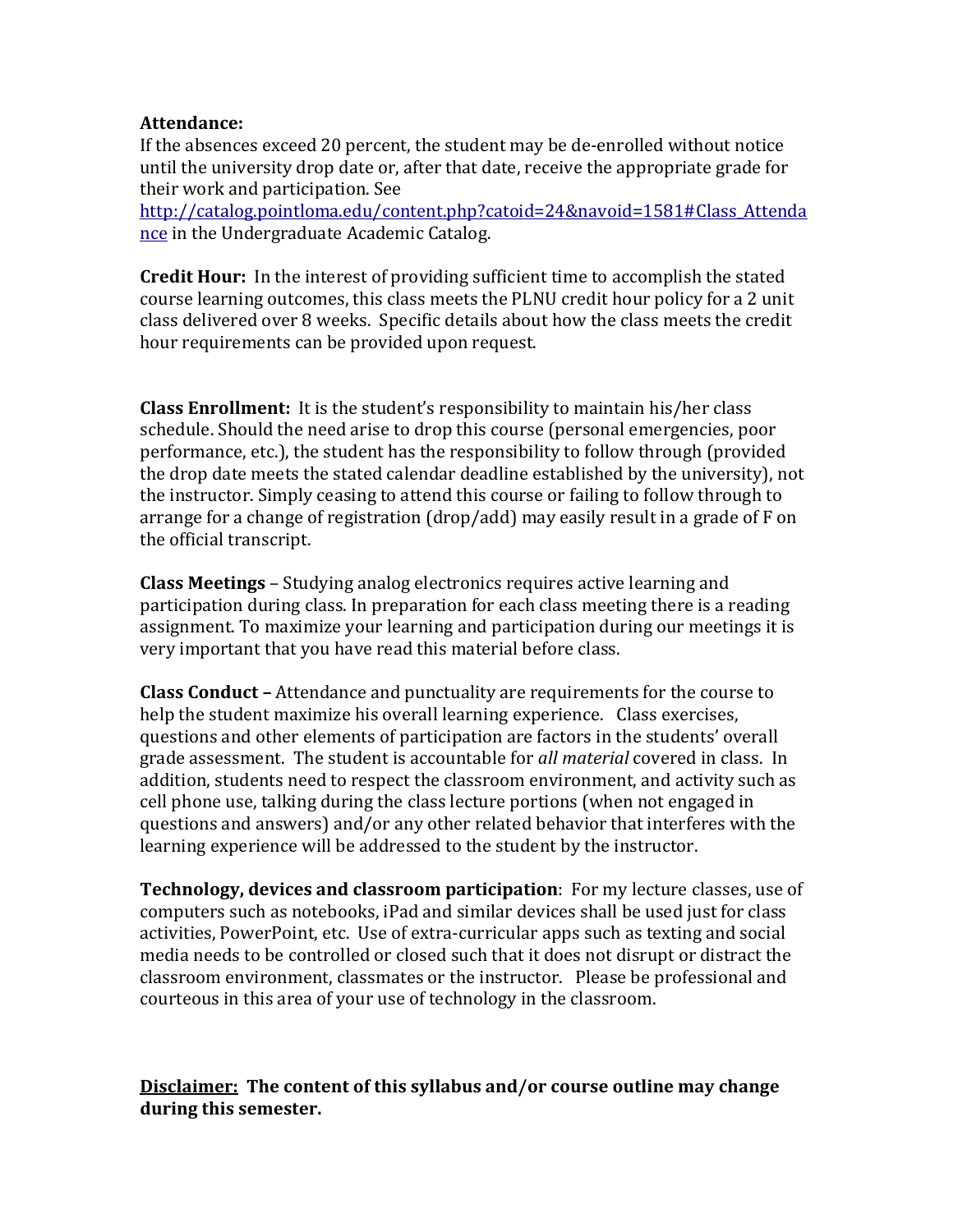**Attendance:**
If the absences exceed 20 percent, the student may be de-enrolled without notice until the university drop date or, after that date, receive the appropriate grade for their work and participation. See [http://catalog.pointloma.edu/content.php?catoid=24&navoid=1581#Class_Attendance](http://catalog.pointloma.edu/content.php?catoid=24&navoid=1581#Class_Attendance) in the Undergraduate Academic Catalog.

**Credit Hour:** In the interest of providing sufficient time to accomplish the stated course learning outcomes, this class meets the PLNU credit hour policy for a 2 unit class delivered over 8 weeks. Specific details about how the class meets the credit hour requirements can be provided upon request.

**Class Enrollment:** It is the student's responsibility to maintain his/her class schedule. Should the need arise to drop this course (personal emergencies, poor performance, etc.), the student has the responsibility to follow through (provided the drop date meets the stated calendar deadline established by the university), not the instructor. Simply ceasing to attend this course or failing to follow through to arrange for a change of registration (drop/add) may easily result in a grade of F on the official transcript.

**Class Meetings** – Studying analog electronics requires active learning and participation during class. In preparation for each class meeting there is a reading assignment. To maximize your learning and participation during our meetings it is very important that you have read this material before class.

**Class Conduct –** Attendance and punctuality are requirements for the course to help the student maximize his overall learning experience. Class exercises, questions and other elements of participation are factors in the students' overall grade assessment. The student is accountable for *all material* covered in class. In addition, students need to respect the classroom environment, and activity such as cell phone use, talking during the class lecture portions (when not engaged in questions and answers) and/or any other related behavior that interferes with the learning experience will be addressed to the student by the instructor.

**Technology, devices and classroom participation**: For my lecture classes, use of computers such as notebooks, iPad and similar devices shall be used just for class activities, PowerPoint, etc. Use of extra-curricular apps such as texting and social media needs to be controlled or closed such that it does not disrupt or distract the classroom environment, classmates or the instructor. Please be professional and courteous in this area of your use of technology in the classroom.

**<u>Disclaimer:</u> The content of this syllabus and/or course outline may change during this semester.**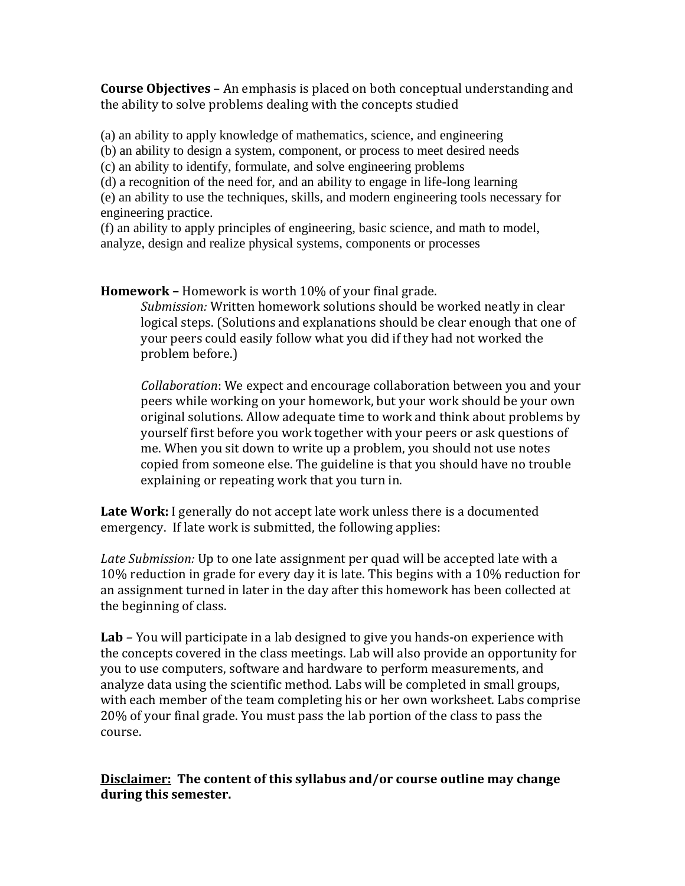**Course Objectives** – An emphasis is placed on both conceptual understanding and the ability to solve problems dealing with the concepts studied

(a) an ability to apply knowledge of mathematics, science, and engineering
(b) an ability to design a system, component, or process to meet desired needs
(c) an ability to identify, formulate, and solve engineering problems
(d) a recognition of the need for, and an ability to engage in life-long learning
(e) an ability to use the techniques, skills, and modern engineering tools necessary for engineering practice.
(f) an ability to apply principles of engineering, basic science, and math to model, analyze, design and realize physical systems, components or processes

**Homework –** Homework is worth 10% of your final grade.

*Submission:* Written homework solutions should be worked neatly in clear logical steps. (Solutions and explanations should be clear enough that one of your peers could easily follow what you did if they had not worked the problem before.)

*Collaboration*: We expect and encourage collaboration between you and your peers while working on your homework, but your work should be your own original solutions. Allow adequate time to work and think about problems by yourself first before you work together with your peers or ask questions of me. When you sit down to write up a problem, you should not use notes copied from someone else. The guideline is that you should have no trouble explaining or repeating work that you turn in.

**Late Work:** I generally do not accept late work unless there is a documented emergency. If late work is submitted, the following applies:

*Late Submission:* Up to one late assignment per quad will be accepted late with a 10% reduction in grade for every day it is late. This begins with a 10% reduction for an assignment turned in later in the day after this homework has been collected at the beginning of class.

**Lab** – You will participate in a lab designed to give you hands-on experience with the concepts covered in the class meetings. Lab will also provide an opportunity for you to use computers, software and hardware to perform measurements, and analyze data using the scientific method. Labs will be completed in small groups, with each member of the team completing his or her own worksheet. Labs comprise 20% of your final grade. You must pass the lab portion of the class to pass the course.

**<u>Disclaimer:</u> The content of this syllabus and/or course outline may change during this semester.**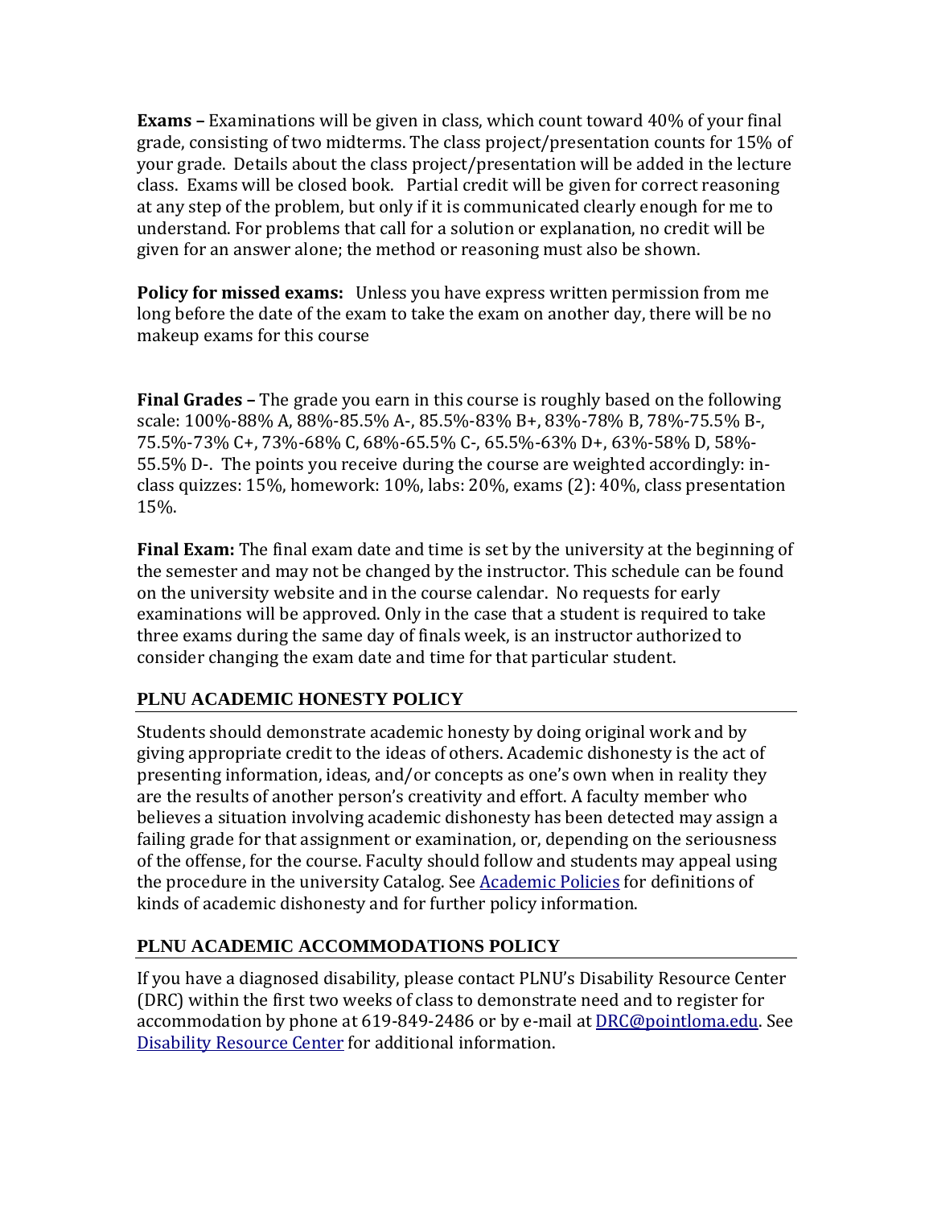**Exams –** Examinations will be given in class, which count toward 40% of your final grade, consisting of two midterms. The class project/presentation counts for 15% of your grade. Details about the class project/presentation will be added in the lecture class. Exams will be closed book. Partial credit will be given for correct reasoning at any step of the problem, but only if it is communicated clearly enough for me to understand. For problems that call for a solution or explanation, no credit will be given for an answer alone; the method or reasoning must also be shown.

**Policy for missed exams:** Unless you have express written permission from me long before the date of the exam to take the exam on another day, there will be no makeup exams for this course

**Final Grades –** The grade you earn in this course is roughly based on the following scale: 100%-88% A, 88%-85.5% A-, 85.5%-83% B+, 83%-78% B, 78%-75.5% B-, 75.5%-73% C+, 73%-68% C, 68%-65.5% C-, 65.5%-63% D+, 63%-58% D, 58%-55.5% D-. The points you receive during the course are weighted accordingly: in-class quizzes: 15%, homework: 10%, labs: 20%, exams (2): 40%, class presentation 15%.

**Final Exam:** The final exam date and time is set by the university at the beginning of the semester and may not be changed by the instructor. This schedule can be found on the university website and in the course calendar. No requests for early examinations will be approved. Only in the case that a student is required to take three exams during the same day of finals week, is an instructor authorized to consider changing the exam date and time for that particular student.

## PLNU ACADEMIC HONESTY POLICY

Students should demonstrate academic honesty by doing original work and by giving appropriate credit to the ideas of others. Academic dishonesty is the act of presenting information, ideas, and/or concepts as one's own when in reality they are the results of another person's creativity and effort. A faculty member who believes a situation involving academic dishonesty has been detected may assign a failing grade for that assignment or examination, or, depending on the seriousness of the offense, for the course. Faculty should follow and students may appeal using the procedure in the university Catalog. See Academic Policies for definitions of kinds of academic dishonesty and for further policy information.

## PLNU ACADEMIC ACCOMMODATIONS POLICY

If you have a diagnosed disability, please contact PLNU's Disability Resource Center (DRC) within the first two weeks of class to demonstrate need and to register for accommodation by phone at 619-849-2486 or by e-mail at DRC@pointloma.edu. See Disability Resource Center for additional information.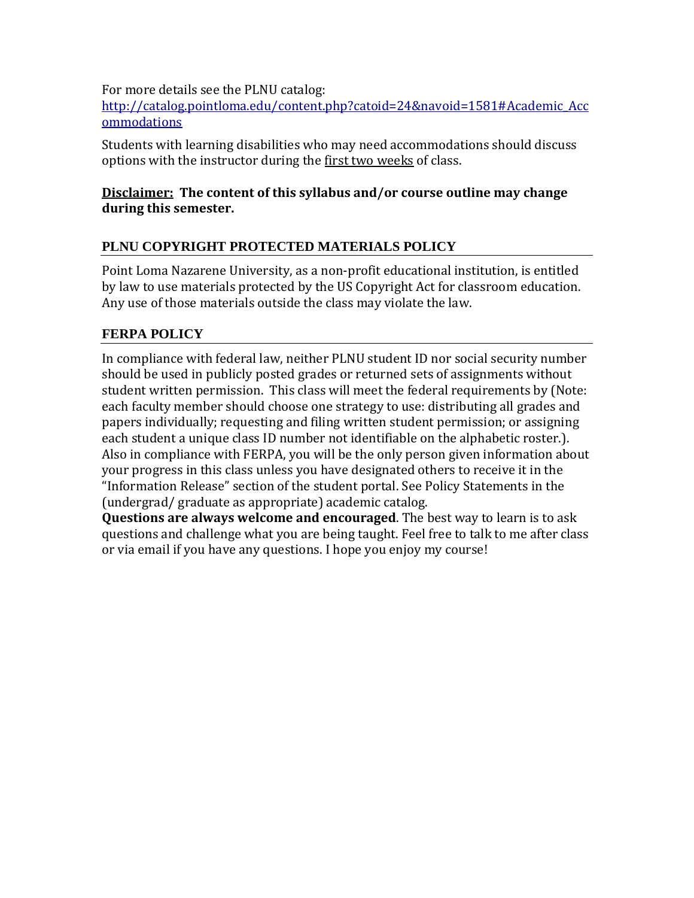For more details see the PLNU catalog:
[http://catalog.pointloma.edu/content.php?catoid=24&navoid=1581#Academic_Accommodations](http://catalog.pointloma.edu/content.php?catoid=24&navoid=1581#Academic_Accommodations)

Students with learning disabilities who may need accommodations should discuss options with the instructor during the first two weeks of class.

**Disclaimer: The content of this syllabus and/or course outline may change during this semester.**

## PLNU COPYRIGHT PROTECTED MATERIALS POLICY

Point Loma Nazarene University, as a non-profit educational institution, is entitled by law to use materials protected by the US Copyright Act for classroom education. Any use of those materials outside the class may violate the law.

## FERPA POLICY

In compliance with federal law, neither PLNU student ID nor social security number should be used in publicly posted grades or returned sets of assignments without student written permission. This class will meet the federal requirements by (Note: each faculty member should choose one strategy to use: distributing all grades and papers individually; requesting and filing written student permission; or assigning each student a unique class ID number not identifiable on the alphabetic roster.). Also in compliance with FERPA, you will be the only person given information about your progress in this class unless you have designated others to receive it in the "Information Release" section of the student portal. See Policy Statements in the (undergrad/ graduate as appropriate) academic catalog.

**Questions are always welcome and encouraged**. The best way to learn is to ask questions and challenge what you are being taught. Feel free to talk to me after class or via email if you have any questions. I hope you enjoy my course!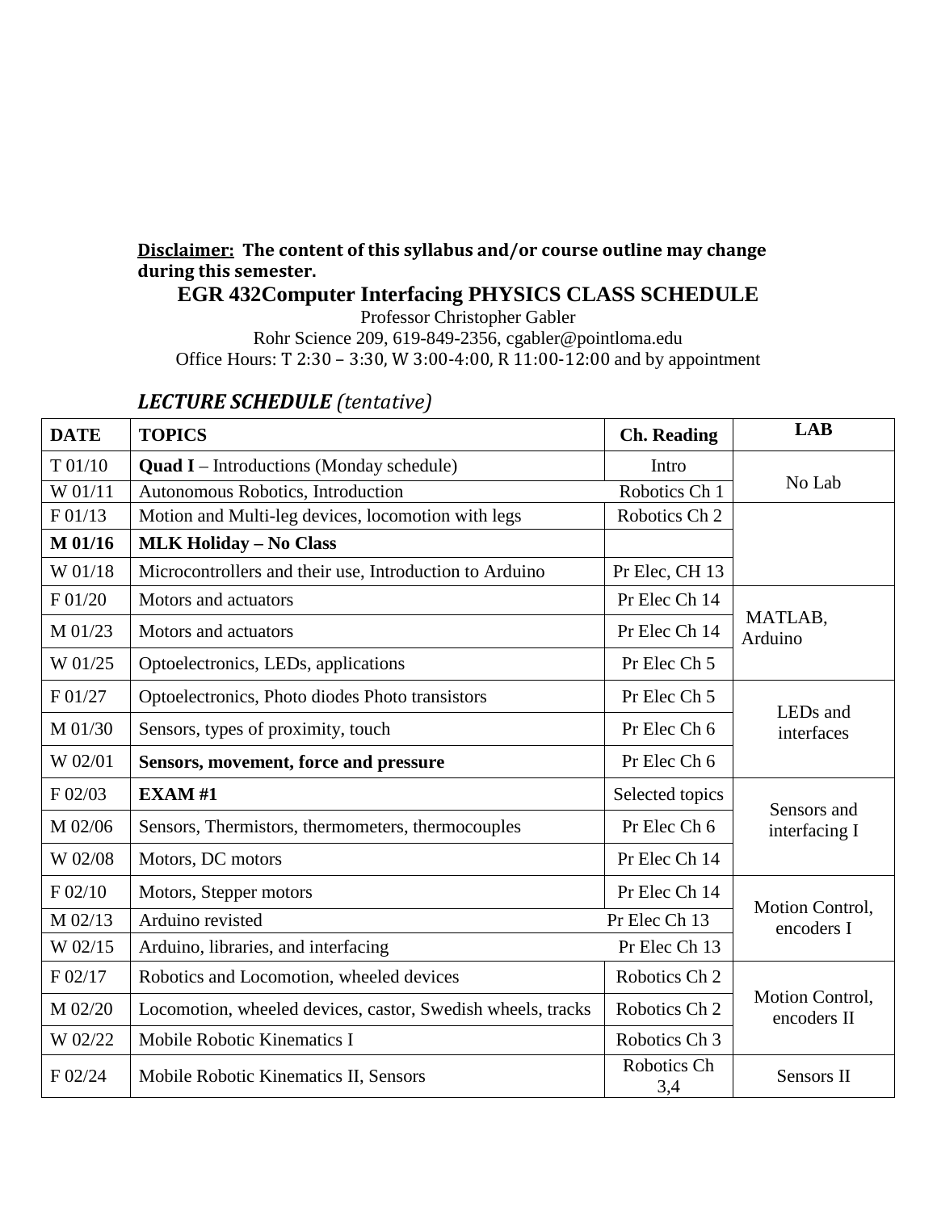**Disclaimer:** **The content of this syllabus and/or course outline may change during this semester.**

# EGR 432Computer Interfacing PHYSICS CLASS SCHEDULE

Professor Christopher Gabler
Rohr Science 209, 619-849-2356, cgabler@pointloma.edu
Office Hours: T 2:30 – 3:30, W 3:00-4:00, R 11:00-12:00 and by appointment

## *LECTURE SCHEDULE (tentative)*

| DATE | TOPICS | Ch. Reading | LAB |
|---|---|---|---|
| T 01/10 | **Quad I** – Introductions (Monday schedule) | Intro | No Lab |
| W 01/11 | Autonomous Robotics, Introduction | Robotics Ch 1 | |
| F 01/13 | Motion and Multi-leg devices, locomotion with legs | Robotics Ch 2 | |
| **M 01/16** | **MLK Holiday – No Class** | | |
| W 01/18 | Microcontrollers and their use, Introduction to Arduino | Pr Elec, CH 13 | |
| F 01/20 | Motors and actuators | Pr Elec Ch 14 | MATLAB, Arduino |
| M 01/23 | Motors and actuators | Pr Elec Ch 14 | |
| W 01/25 | Optoelectronics, LEDs, applications | Pr Elec Ch 5 | |
| F 01/27 | Optoelectronics, Photo diodes Photo transistors | Pr Elec Ch 5 | LEDs and interfaces |
| M 01/30 | Sensors, types of proximity, touch | Pr Elec Ch 6 | |
| W 02/01 | **Sensors, movement, force and pressure** | Pr Elec Ch 6 | |
| F 02/03 | **EXAM #1** | Selected topics | Sensors and interfacing I |
| M 02/06 | Sensors, Thermistors, thermometers, thermocouples | Pr Elec Ch 6 | |
| W 02/08 | Motors, DC motors | Pr Elec Ch 14 | |
| F 02/10 | Motors, Stepper motors | Pr Elec Ch 14 | Motion Control, encoders I |
| M 02/13 | Arduino revisted | Pr Elec Ch 13 | |
| W 02/15 | Arduino, libraries, and interfacing | Pr Elec Ch 13 | |
| F 02/17 | Robotics and Locomotion, wheeled devices | Robotics Ch 2 | Motion Control, encoders II |
| M 02/20 | Locomotion, wheeled devices, castor, Swedish wheels, tracks | Robotics Ch 2 | |
| W 02/22 | Mobile Robotic Kinematics I | Robotics Ch 3 | |
| F 02/24 | Mobile Robotic Kinematics II, Sensors | Robotics Ch 3,4 | Sensors II |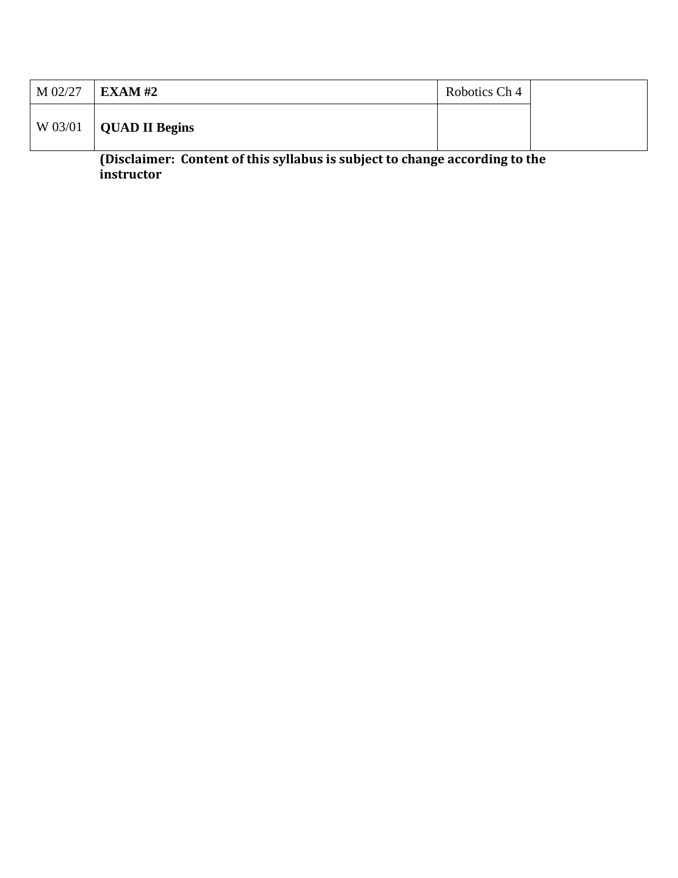| | | | |
|---|---|---|---|
| M 02/27 | **EXAM #2** | Robotics Ch 4 | |
| W 03/01 | **QUAD II Begins** | | |

**(Disclaimer: Content of this syllabus is subject to change according to the instructor**